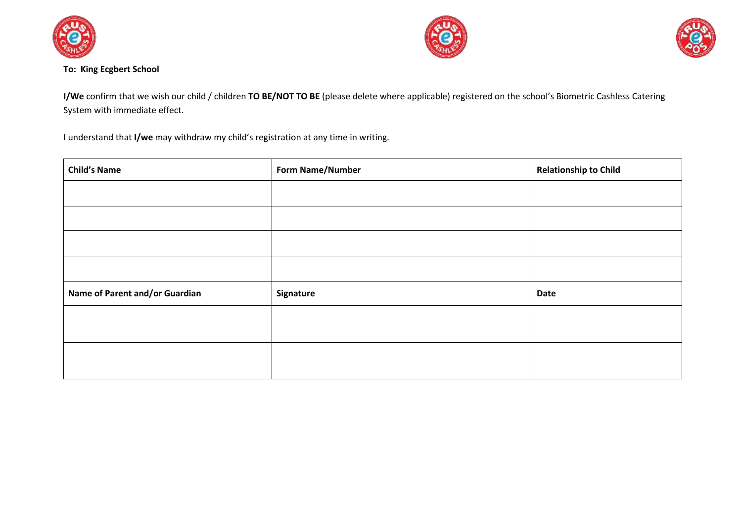**To: King Ecgbert School**

**I/We** confirm that we wish our child / children **TO BE/NOT TO BE** (please delete where applicable) registered on the school's Biometric Cashless Catering System with immediate effect.

I understand that **I/we** may withdraw my child's registration at any time in writing.

| **Child's Name** | **Form Name/Number** | **Relationship to Child** |
|---|---|---|
| | | |
| | | |
| | | |
| | | |
| **Name of Parent and/or Guardian** | **Signature** | **Date** |
| | | |
| | | |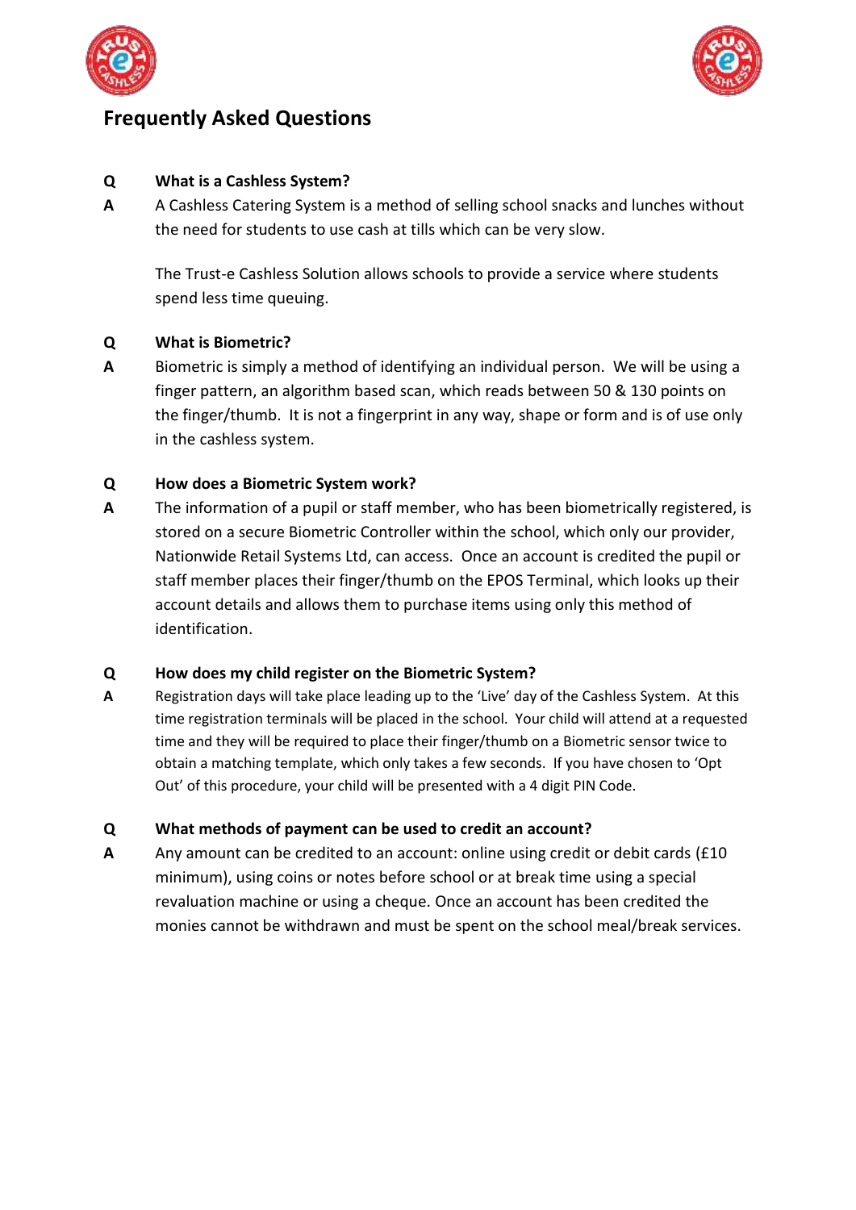## Frequently Asked Questions

**Q** **What is a Cashless System?**

**A** A Cashless Catering System is a method of selling school snacks and lunches without the need for students to use cash at tills which can be very slow.

The Trust-e Cashless Solution allows schools to provide a service where students spend less time queuing.

**Q** **What is Biometric?**

**A** Biometric is simply a method of identifying an individual person. We will be using a finger pattern, an algorithm based scan, which reads between 50 & 130 points on the finger/thumb. It is not a fingerprint in any way, shape or form and is of use only in the cashless system.

**Q** **How does a Biometric System work?**

**A** The information of a pupil or staff member, who has been biometrically registered, is stored on a secure Biometric Controller within the school, which only our provider, Nationwide Retail Systems Ltd, can access. Once an account is credited the pupil or staff member places their finger/thumb on the EPOS Terminal, which looks up their account details and allows them to purchase items using only this method of identification.

**Q** **How does my child register on the Biometric System?**

**A** Registration days will take place leading up to the 'Live' day of the Cashless System. At this time registration terminals will be placed in the school. Your child will attend at a requested time and they will be required to place their finger/thumb on a Biometric sensor twice to obtain a matching template, which only takes a few seconds. If you have chosen to 'Opt Out' of this procedure, your child will be presented with a 4 digit PIN Code.

**Q** **What methods of payment can be used to credit an account?**

**A** Any amount can be credited to an account: online using credit or debit cards (£10 minimum), using coins or notes before school or at break time using a special revaluation machine or using a cheque. Once an account has been credited the monies cannot be withdrawn and must be spent on the school meal/break services.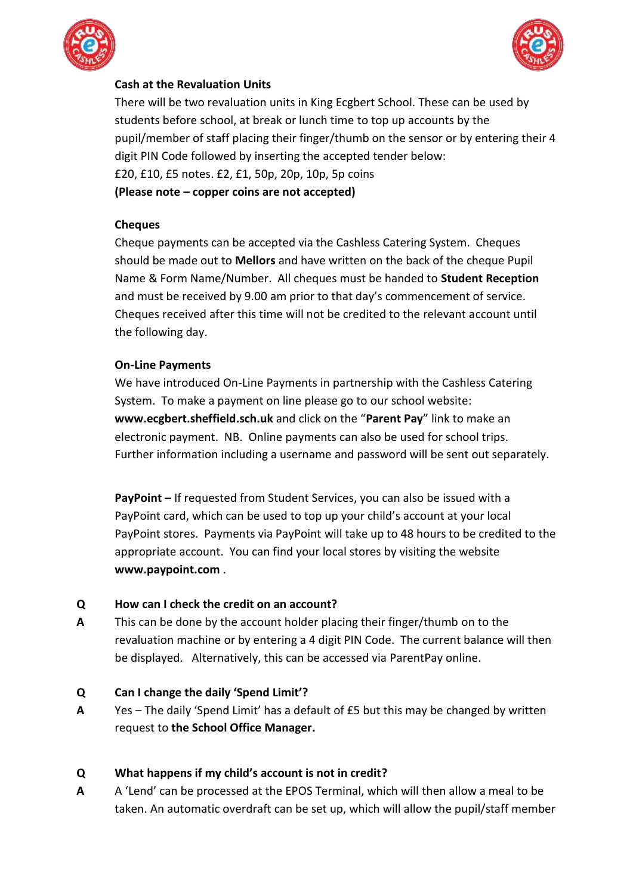**Cash at the Revaluation Units**

There will be two revaluation units in King Ecgbert School. These can be used by students before school, at break or lunch time to top up accounts by the pupil/member of staff placing their finger/thumb on the sensor or by entering their 4 digit PIN Code followed by inserting the accepted tender below:
£20, £10, £5 notes. £2, £1, 50p, 20p, 10p, 5p coins
**(Please note – copper coins are not accepted)**

**Cheques**

Cheque payments can be accepted via the Cashless Catering System. Cheques should be made out to **Mellors** and have written on the back of the cheque Pupil Name & Form Name/Number. All cheques must be handed to **Student Reception** and must be received by 9.00 am prior to that day's commencement of service. Cheques received after this time will not be credited to the relevant account until the following day.

**On-Line Payments**

We have introduced On-Line Payments in partnership with the Cashless Catering System. To make a payment on line please go to our school website: **www.ecgbert.sheffield.sch.uk** and click on the "**Parent Pay**" link to make an electronic payment. NB. Online payments can also be used for school trips. Further information including a username and password will be sent out separately.

**PayPoint –** If requested from Student Services, you can also be issued with a PayPoint card, which can be used to top up your child's account at your local PayPoint stores. Payments via PayPoint will take up to 48 hours to be credited to the appropriate account. You can find your local stores by visiting the website **www.paypoint.com** .

**Q** **How can I check the credit on an account?**

**A** This can be done by the account holder placing their finger/thumb on to the revaluation machine or by entering a 4 digit PIN Code. The current balance will then be displayed. Alternatively, this can be accessed via ParentPay online.

**Q** **Can I change the daily 'Spend Limit'?**

**A** Yes – The daily 'Spend Limit' has a default of £5 but this may be changed by written request to **the School Office Manager.**

**Q** **What happens if my child's account is not in credit?**

**A** A 'Lend' can be processed at the EPOS Terminal, which will then allow a meal to be taken. An automatic overdraft can be set up, which will allow the pupil/staff member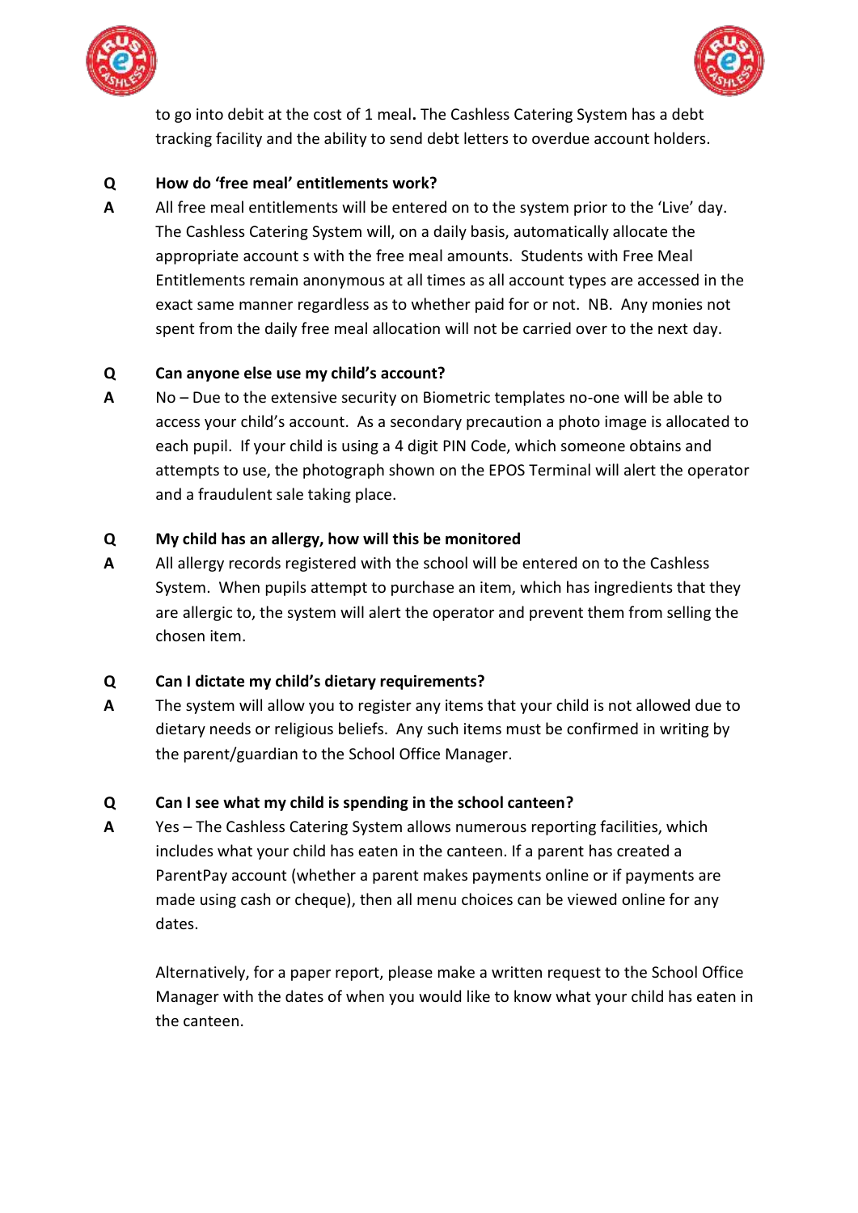to go into debit at the cost of 1 meal**.** The Cashless Catering System has a debt tracking facility and the ability to send debt letters to overdue account holders.

**Q** **How do 'free meal' entitlements work?**

**A** All free meal entitlements will be entered on to the system prior to the 'Live' day. The Cashless Catering System will, on a daily basis, automatically allocate the appropriate account s with the free meal amounts. Students with Free Meal Entitlements remain anonymous at all times as all account types are accessed in the exact same manner regardless as to whether paid for or not. NB. Any monies not spent from the daily free meal allocation will not be carried over to the next day.

**Q** **Can anyone else use my child's account?**

**A** No – Due to the extensive security on Biometric templates no-one will be able to access your child's account. As a secondary precaution a photo image is allocated to each pupil. If your child is using a 4 digit PIN Code, which someone obtains and attempts to use, the photograph shown on the EPOS Terminal will alert the operator and a fraudulent sale taking place.

**Q** **My child has an allergy, how will this be monitored**

**A** All allergy records registered with the school will be entered on to the Cashless System. When pupils attempt to purchase an item, which has ingredients that they are allergic to, the system will alert the operator and prevent them from selling the chosen item.

**Q** **Can I dictate my child's dietary requirements?**

**A** The system will allow you to register any items that your child is not allowed due to dietary needs or religious beliefs. Any such items must be confirmed in writing by the parent/guardian to the School Office Manager.

**Q** **Can I see what my child is spending in the school canteen?**

**A** Yes – The Cashless Catering System allows numerous reporting facilities, which includes what your child has eaten in the canteen. If a parent has created a ParentPay account (whether a parent makes payments online or if payments are made using cash or cheque), then all menu choices can be viewed online for any dates.

Alternatively, for a paper report, please make a written request to the School Office Manager with the dates of when you would like to know what your child has eaten in the canteen.